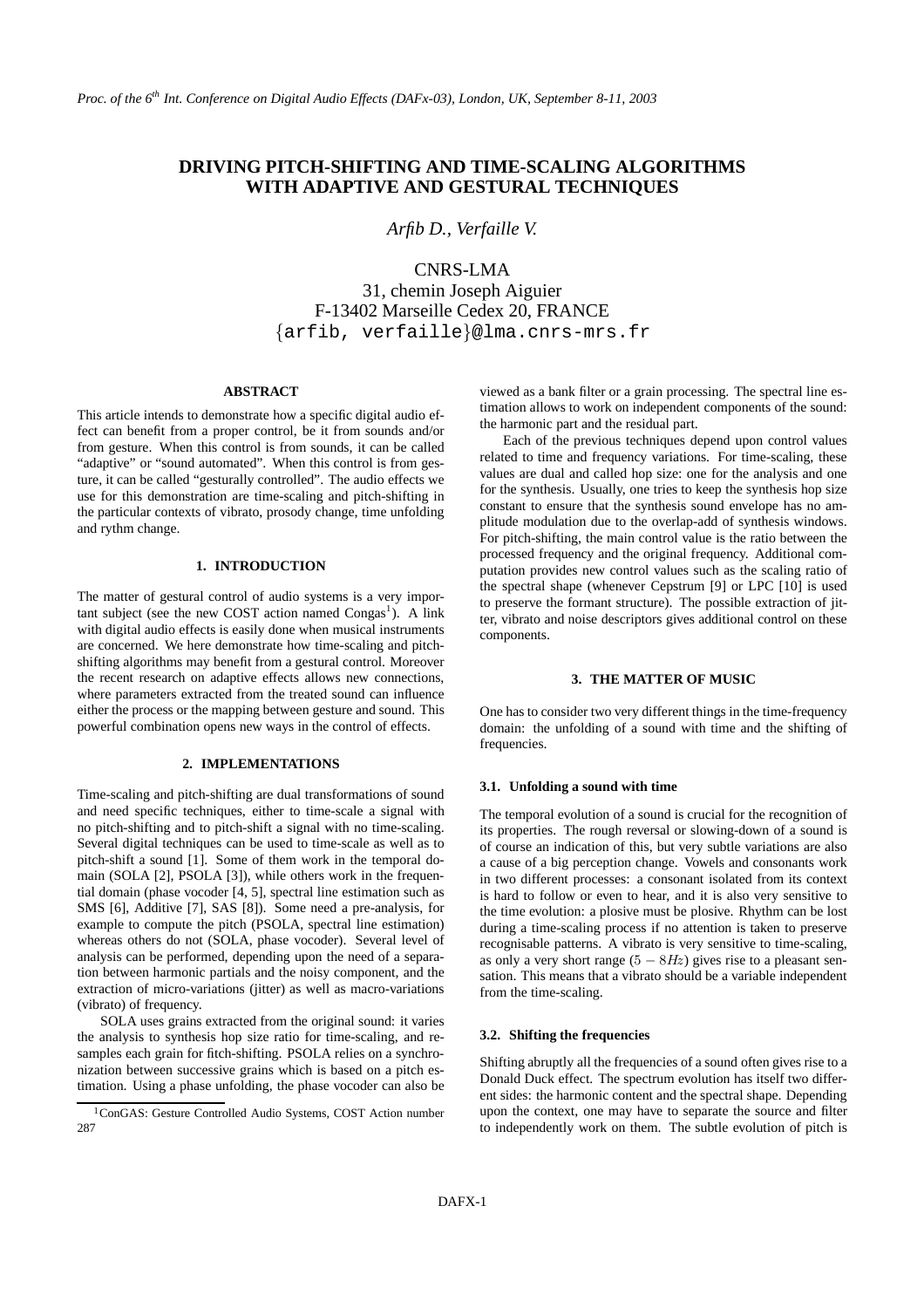# DRIVING PITCH-SHIFTING AND TIME-SCALING ALGORITHMS WITH ADAPTIVE AND GESTURAL TECHNIQUES

*Arfib D., Verfaille V.*

CNRS-LMA
31, chemin Joseph Aiguier
F-13402 Marseille Cedex 20, FRANCE
{arfib, verfaille}@lma.cnrs-mrs.fr

## ABSTRACT

This article intends to demonstrate how a specific digital audio effect can benefit from a proper control, be it from sounds and/or from gesture. When this control is from sounds, it can be called "adaptive" or "sound automated". When this control is from gesture, it can be called "gesturally controlled". The audio effects we use for this demonstration are time-scaling and pitch-shifting in the particular contexts of vibrato, prosody change, time unfolding and rythm change.

## 1. INTRODUCTION

The matter of gestural control of audio systems is a very important subject (see the new COST action named Congas[1]). A link with digital audio effects is easily done when musical instruments are concerned. We here demonstrate how time-scaling and pitch-shifting algorithms may benefit from a gestural control. Moreover the recent research on adaptive effects allows new connections, where parameters extracted from the treated sound can influence either the process or the mapping between gesture and sound. This powerful combination opens new ways in the control of effects.

## 2. IMPLEMENTATIONS

Time-scaling and pitch-shifting are dual transformations of sound and need specific techniques, either to time-scale a signal with no pitch-shifting and to pitch-shift a signal with no time-scaling. Several digital techniques can be used to time-scale as well as to pitch-shift a sound [1]. Some of them work in the temporal domain (SOLA [2], PSOLA [3]), while others work in the frequential domain (phase vocoder [4, 5], spectral line estimation such as SMS [6], Additive [7], SAS [8]). Some need a pre-analysis, for example to compute the pitch (PSOLA, spectral line estimation) whereas others do not (SOLA, phase vocoder). Several level of analysis can be performed, depending upon the need of a separation between harmonic partials and the noisy component, and the extraction of micro-variations (jitter) as well as macro-variations (vibrato) of frequency.

SOLA uses grains extracted from the original sound: it varies the analysis to synthesis hop size ratio for time-scaling, and resamples each grain for fitch-shifting. PSOLA relies on a synchronization between successive grains which is based on a pitch estimation. Using a phase unfolding, the phase vocoder can also be viewed as a bank filter or a grain processing. The spectral line estimation allows to work on independent components of the sound: the harmonic part and the residual part.

Each of the previous techniques depend upon control values related to time and frequency variations. For time-scaling, these values are dual and called hop size: one for the analysis and one for the synthesis. Usually, one tries to keep the synthesis hop size constant to ensure that the synthesis sound envelope has no amplitude modulation due to the overlap-add of synthesis windows. For pitch-shifting, the main control value is the ratio between the processed frequency and the original frequency. Additional computation provides new control values such as the scaling ratio of the spectral shape (whenever Cepstrum [9] or LPC [10] is used to preserve the formant structure). The possible extraction of jitter, vibrato and noise descriptors gives additional control on these components.

## 3. THE MATTER OF MUSIC

One has to consider two very different things in the time-frequency domain: the unfolding of a sound with time and the shifting of frequencies.

### 3.1. Unfolding a sound with time

The temporal evolution of a sound is crucial for the recognition of its properties. The rough reversal or slowing-down of a sound is of course an indication of this, but very subtle variations are also a cause of a big perception change. Vowels and consonants work in two different processes: a consonant isolated from its context is hard to follow or even to hear, and it is also very sensitive to the time evolution: a plosive must be plosive. Rhythm can be lost during a time-scaling process if no attention is taken to preserve recognisable patterns. A vibrato is very sensitive to time-scaling, as only a very short range ($5 - 8Hz$) gives rise to a pleasant sensation. This means that a vibrato should be a variable independent from the time-scaling.

### 3.2. Shifting the frequencies

Shifting abruptly all the frequencies of a sound often gives rise to a Donald Duck effect. The spectrum evolution has itself two different sides: the harmonic content and the spectral shape. Depending upon the context, one may have to separate the source and filter to independently work on them. The subtle evolution of pitch is

[1] CoNGAS: Gesture Controlled Audio Systems, COST Action number 287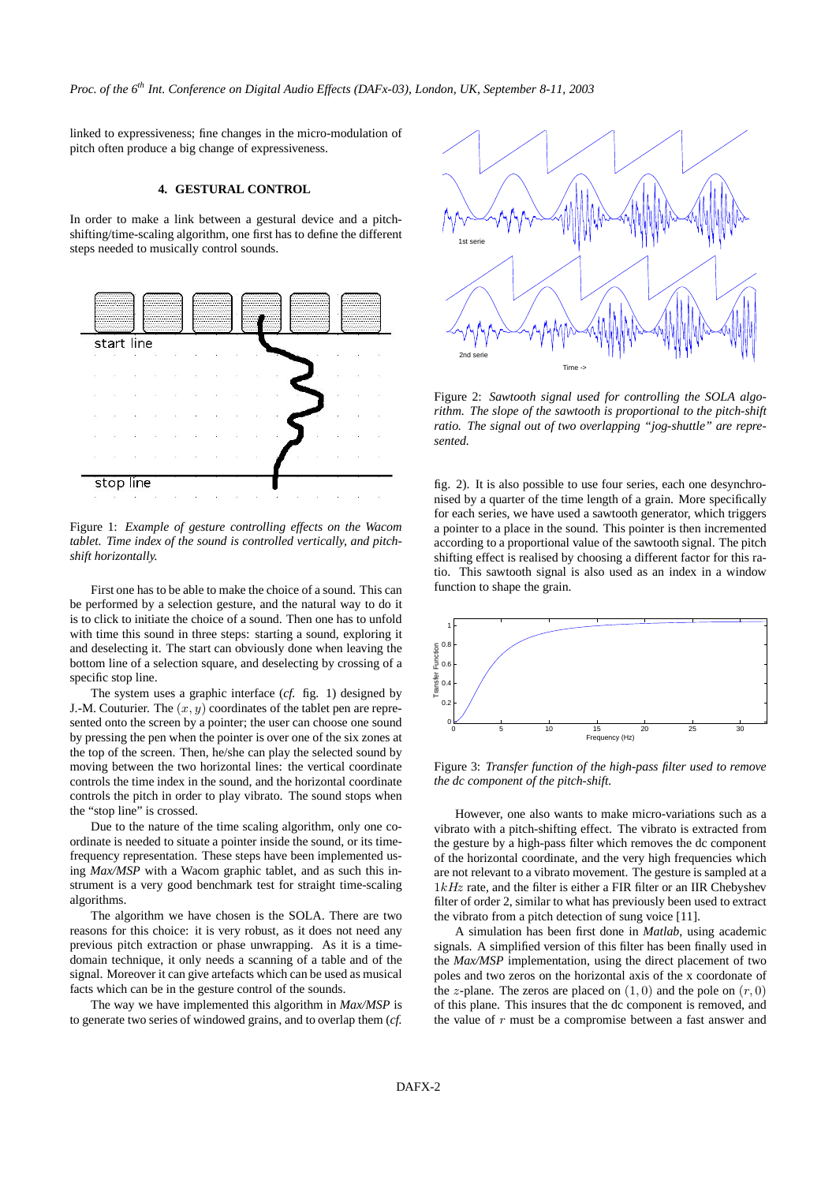linked to expressiveness; fine changes in the micro-modulation of pitch often produce a big change of expressiveness.

## 4. GESTURAL CONTROL

In order to make a link between a gestural device and a pitch-shifting/time-scaling algorithm, one first has to define the different steps needed to musically control sounds.

Figure 1: *Example of gesture controlling effects on the Wacom tablet. Time index of the sound is controlled vertically, and pitch-shift horizontally.*

First one has to be able to make the choice of a sound. This can be performed by a selection gesture, and the natural way to do it is to click to initiate the choice of a sound. Then one has to unfold with time this sound in three steps: starting a sound, exploring it and deselecting it. The start can obviously done when leaving the bottom line of a selection square, and deselecting by crossing of a specific stop line.

The system uses a graphic interface (*cf.* fig. 1) designed by J.-M. Couturier. The $(x, y)$ coordinates of the tablet pen are represented onto the screen by a pointer; the user can choose one sound by pressing the pen when the pointer is over one of the six zones at the top of the screen. Then, he/she can play the selected sound by moving between the two horizontal lines: the vertical coordinate controls the time index in the sound, and the horizontal coordinate controls the pitch in order to play vibrato. The sound stops when the "stop line" is crossed.

Due to the nature of the time scaling algorithm, only one coordinate is needed to situate a pointer inside the sound, or its time-frequency representation. These steps have been implemented using *Max/MSP* with a Wacom graphic tablet, and as such this instrument is a very good benchmark test for straight time-scaling algorithms.

The algorithm we have chosen is the SOLA. There are two reasons for this choice: it is very robust, as it does not need any previous pitch extraction or phase unwrapping. As it is a time-domain technique, it only needs a scanning of a table and of the signal. Moreover it can give artefacts which can be used as musical facts which can be in the gesture control of the sounds.

The way we have implemented this algorithm in *Max/MSP* is to generate two series of windowed grains, and to overlap them (*cf.* fig. 2). It is also possible to use four series, each one desynchronised by a quarter of the time length of a grain. More specifically for each series, we have used a sawtooth generator, which triggers a pointer to a place in the sound. This pointer is then incremented according to a proportional value of the sawtooth signal. The pitch shifting effect is realised by choosing a different factor for this ratio. This sawtooth signal is also used as an index in a window function to shape the grain.

Figure 2: *Sawtooth signal used for controlling the SOLA algorithm. The slope of the sawtooth is proportional to the pitch-shift ratio. The signal out of two overlapping "jog-shuttle" are represented.*

Figure 3: *Transfer function of the high-pass filter used to remove the dc component of the pitch-shift.*

However, one also wants to make micro-variations such as a vibrato with a pitch-shifting effect. The vibrato is extracted from the gesture by a high-pass filter which removes the dc component of the horizontal coordinate, and the very high frequencies which are not relevant to a vibrato movement. The gesture is sampled at a $1kHz$ rate, and the filter is either a FIR filter or an IIR Chebyshev filter of order 2, similar to what has previously been used to extract the vibrato from a pitch detection of sung voice [11].

A simulation has been first done in *Matlab*, using academic signals. A simplified version of this filter has been finally used in the *Max/MSP* implementation, using the direct placement of two poles and two zeros on the horizontal axis of the x coordonate of the $z$-plane. The zeros are placed on $(1, 0)$ and the pole on $(r, 0)$ of this plane. This insures that the dc component is removed, and the value of $r$ must be a compromise between a fast answer and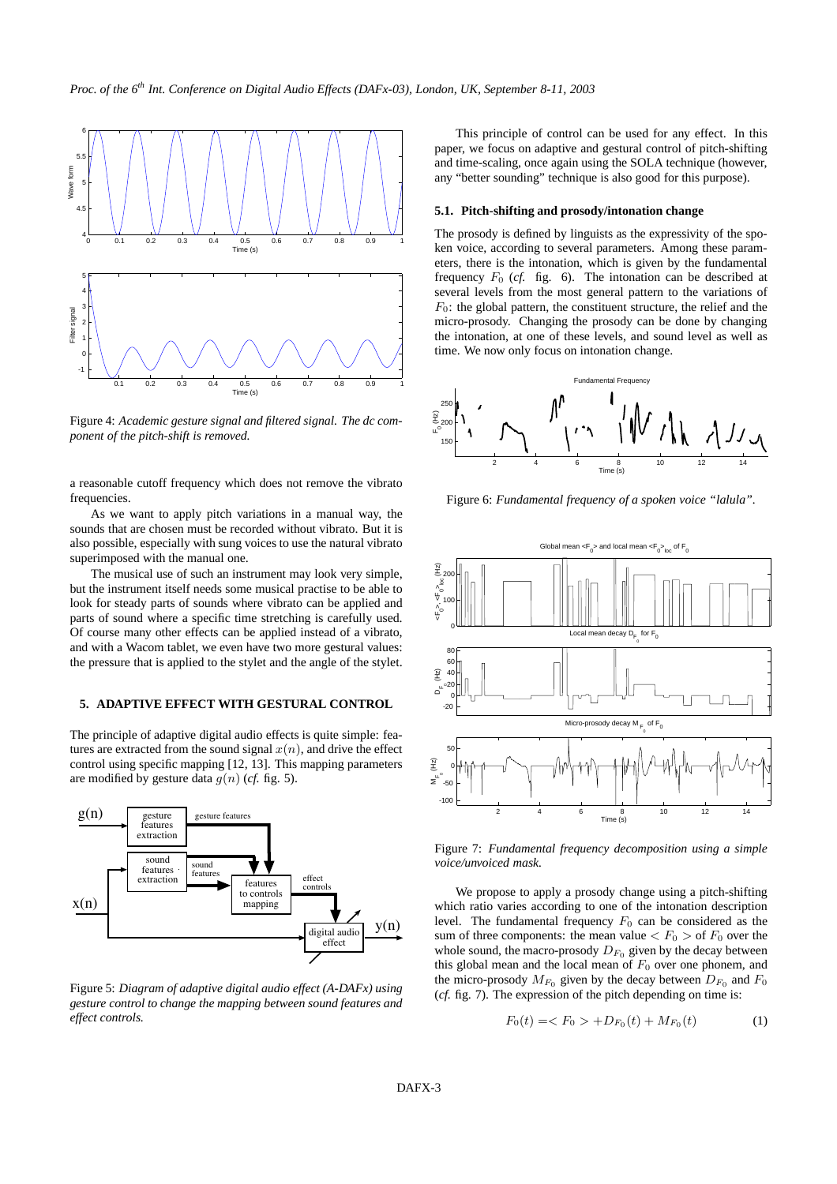Figure 4: *Academic gesture signal and filtered signal. The dc component of the pitch-shift is removed.*

a reasonable cutoff frequency which does not remove the vibrato frequencies.

As we want to apply pitch variations in a manual way, the sounds that are chosen must be recorded without vibrato. But it is also possible, especially with sung voices to use the natural vibrato superimposed with the manual one.

The musical use of such an instrument may look very simple, but the instrument itself needs some musical practise to be able to look for steady parts of sounds where vibrato can be applied and parts of sound where a specific time stretching is carefully used. Of course many other effects can be applied instead of a vibrato, and with a Wacom tablet, we even have two more gestural values: the pressure that is applied to the stylet and the angle of the stylet.

## 5. ADAPTIVE EFFECT WITH GESTURAL CONTROL

The principle of adaptive digital audio effects is quite simple: features are extracted from the sound signal $x(n)$, and drive the effect control using specific mapping [12, 13]. This mapping parameters are modified by gesture data $g(n)$ (*cf.* fig. 5).

Figure 5: *Diagram of adaptive digital audio effect (A-DAFx) using gesture control to change the mapping between sound features and effect controls.*

This principle of control can be used for any effect. In this paper, we focus on adaptive and gestural control of pitch-shifting and time-scaling, once again using the SOLA technique (however, any "better sounding" technique is also good for this purpose).

### 5.1. Pitch-shifting and prosody/intonation change

The prosody is defined by linguists as the expressivity of the spoken voice, according to several parameters. Among these parameters, there is the intonation, which is given by the fundamental frequency $F_0$ (*cf.* fig. 6). The intonation can be described at several levels from the most general pattern to the variations of $F_0$: the global pattern, the constituent structure, the relief and the micro-prosody. Changing the prosody can be done by changing the intonation, at one of these levels, and sound level as well as time. We now only focus on intonation change.

Figure 6: *Fundamental frequency of a spoken voice "lalula".*

Figure 7: *Fundamental frequency decomposition using a simple voice/unvoiced mask.*

We propose to apply a prosody change using a pitch-shifting which ratio varies according to one of the intonation description level. The fundamental frequency $F_0$ can be considered as the sum of three components: the mean value $< F_0 >$ of $F_0$ over the whole sound, the macro-prosody $D_{F_0}$ given by the decay between this global mean and the local mean of $F_0$ over one phonem, and the micro-prosody $M_{F_0}$ given by the decay between $D_{F_0}$ and $F_0$ (*cf.* fig. 7). The expression of the pitch depending on time is:

$$F_0(t) = < F_0 > + D_{F_0}(t) + M_{F_0}(t) \qquad (1)$$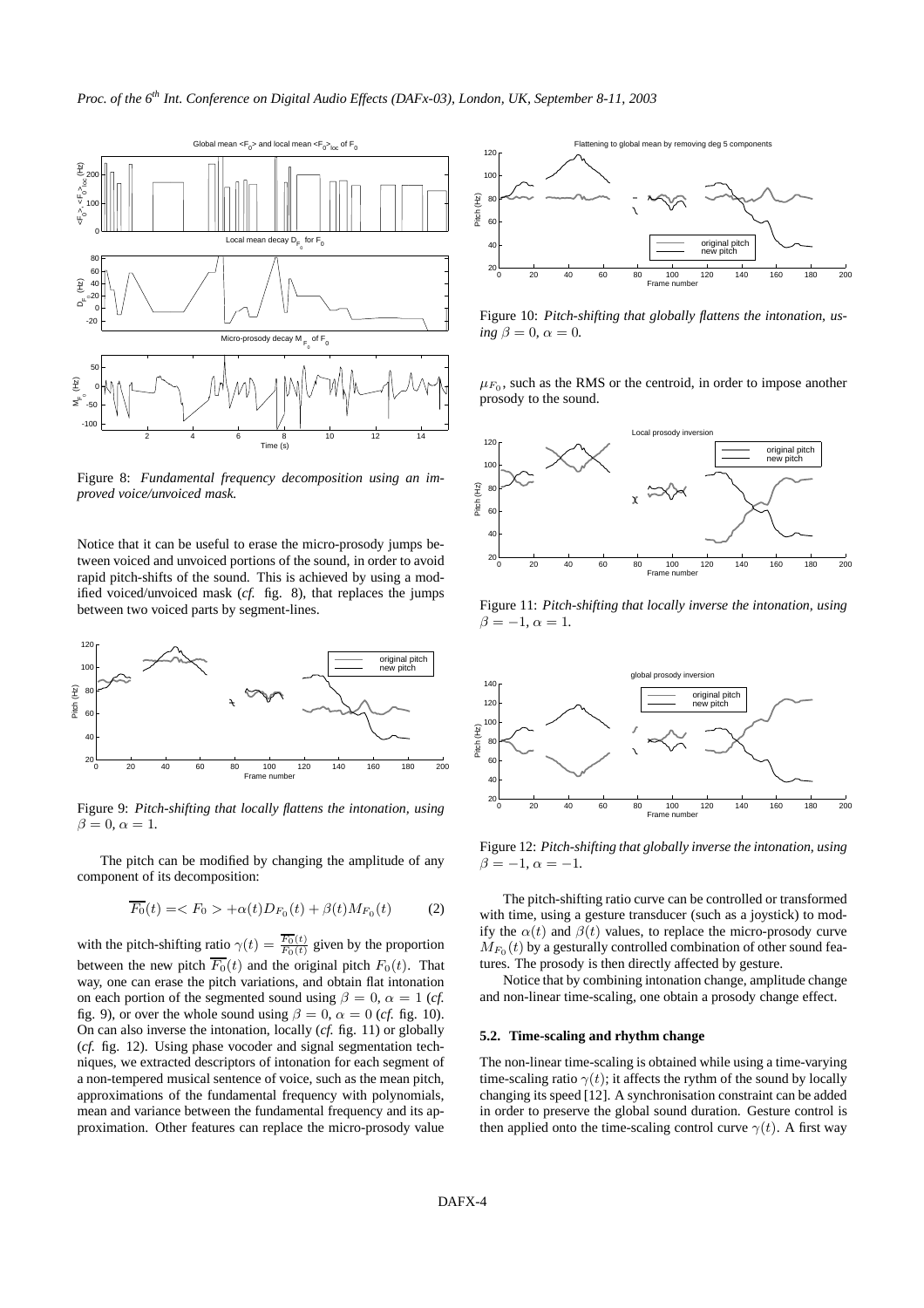Figure 8: *Fundamental frequency decomposition using an improved voice/unvoiced mask.*

Notice that it can be useful to erase the micro-prosody jumps between voiced and unvoiced portions of the sound, in order to avoid rapid pitch-shifts of the sound. This is achieved by using a modified voiced/unvoiced mask (*cf.* fig. 8), that replaces the jumps between two voiced parts by segment-lines.

Figure 9: *Pitch-shifting that locally flattens the intonation, using* $\beta = 0$, $\alpha = 1$.

The pitch can be modified by changing the amplitude of any component of its decomposition:

$$\overline{F_0}(t) = < F_0 > + \alpha(t) D_{F_0}(t) + \beta(t) M_{F_0}(t) \qquad (2)$$

with the pitch-shifting ratio $\gamma(t) = \frac{\overline{F_0}(t)}{F_0(t)}$ given by the proportion between the new pitch $\overline{F_0}(t)$ and the original pitch $F_0(t)$. That way, one can erase the pitch variations, and obtain flat intonation on each portion of the segmented sound using $\beta = 0$, $\alpha = 1$ (*cf.* fig. 9), or over the whole sound using $\beta = 0$, $\alpha = 0$ (*cf.* fig. 10). On can also inverse the intonation, locally (*cf.* fig. 11) or globally (*cf.* fig. 12). Using phase vocoder and signal segmentation techniques, we extracted descriptors of intonation for each segment of a non-tempered musical sentence of voice, such as the mean pitch, approximations of the fundamental frequency with polynomials, mean and variance between the fundamental frequency and its approximation. Other features can replace the micro-prosody value $\mu_{F_0}$, such as the RMS or the centroid, in order to impose another prosody to the sound.

Figure 10: *Pitch-shifting that globally flattens the intonation, using* $\beta = 0$, $\alpha = 0$.

Figure 11: *Pitch-shifting that locally inverse the intonation, using* $\beta = -1$, $\alpha = 1$.

Figure 12: *Pitch-shifting that globally inverse the intonation, using* $\beta = -1$, $\alpha = -1$.

The pitch-shifting ratio curve can be controlled or transformed with time, using a gesture transducer (such as a joystick) to modify the $\alpha(t)$ and $\beta(t)$ values, to replace the micro-prosody curve $M_{F_0}(t)$ by a gesturally controlled combination of other sound features. The prosody is then directly affected by gesture.

Notice that by combining intonation change, amplitude change and non-linear time-scaling, one obtain a prosody change effect.

### 5.2. Time-scaling and rhythm change

The non-linear time-scaling is obtained while using a time-varying time-scaling ratio $\gamma(t)$; it affects the rythm of the sound by locally changing its speed [12]. A synchronisation constraint can be added in order to preserve the global sound duration. Gesture control is then applied onto the time-scaling control curve $\gamma(t)$. A first way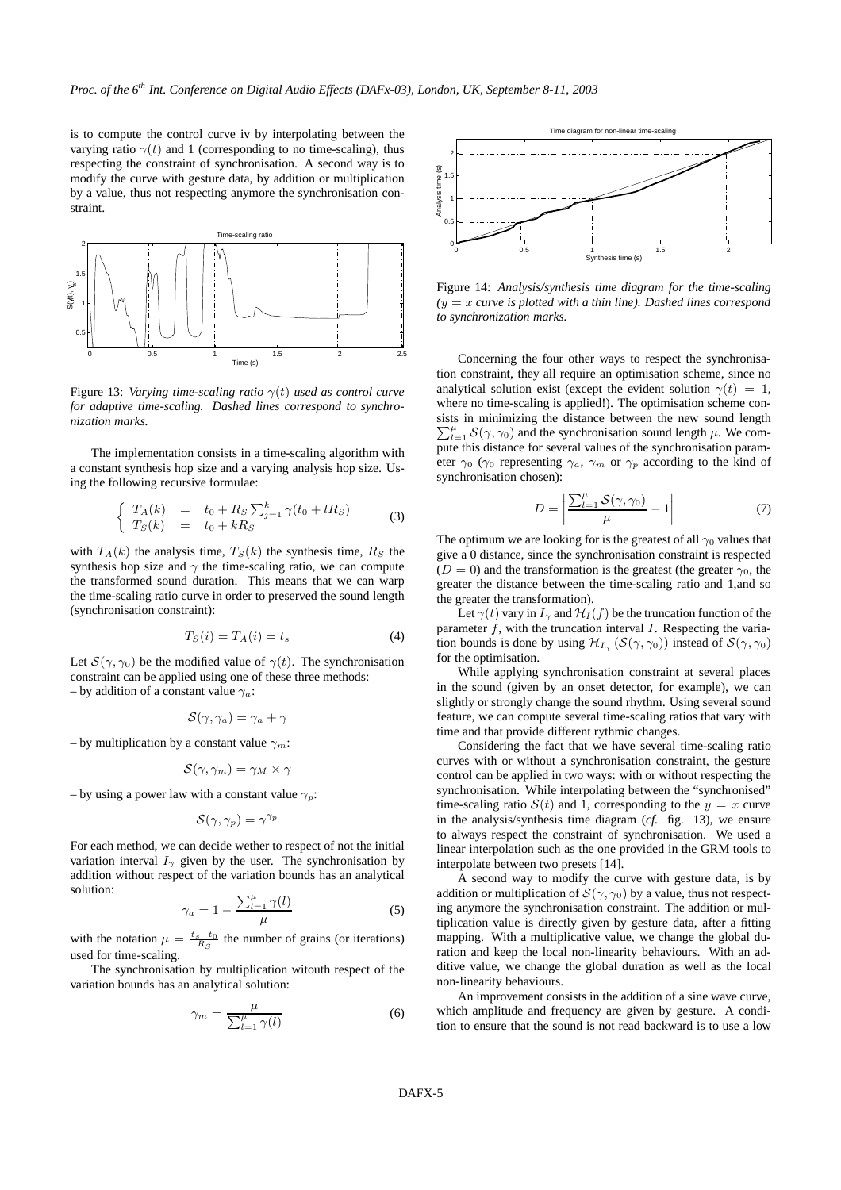is to compute the control curve iv by interpolating between the varying ratio $\gamma(t)$ and 1 (corresponding to no time-scaling), thus respecting the constraint of synchronisation. A second way is to modify the curve with gesture data, by addition or multiplication by a value, thus not respecting anymore the synchronisation constraint.

Figure 13: *Varying time-scaling ratio $\gamma(t)$ used as control curve for adaptive time-scaling. Dashed lines correspond to synchronization marks.*

The implementation consists in a time-scaling algorithm with a constant synthesis hop size and a varying analysis hop size. Using the following recursive formulae:

$$\begin{cases} T_A(k) & = & t_0 + R_S \sum_{j=1}^{k} \gamma(t_0 + lR_S) \\ T_S(k) & = & t_0 + kR_S \end{cases} \quad (3)$$

with $T_A(k)$ the analysis time, $T_S(k)$ the synthesis time, $R_S$ the synthesis hop size and $\gamma$ the time-scaling ratio, we can compute the transformed sound duration. This means that we can warp the time-scaling ratio curve in order to preserved the sound length (synchronisation constraint):

$$T_S(i) = T_A(i) = t_s \quad (4)$$

Let $\mathcal{S}(\gamma, \gamma_0)$ be the modified value of $\gamma(t)$. The synchronisation constraint can be applied using one of these three methods:
– by addition of a constant value $\gamma_a$:

$$\mathcal{S}(\gamma, \gamma_a) = \gamma_a + \gamma$$

– by multiplication by a constant value $\gamma_m$:

$$\mathcal{S}(\gamma, \gamma_m) = \gamma_M \times \gamma$$

– by using a power law with a constant value $\gamma_p$:

$$\mathcal{S}(\gamma, \gamma_p) = \gamma^{\gamma_p}$$

For each method, we can decide wether to respect of not the initial variation interval $I_\gamma$ given by the user. The synchronisation by addition without respect of the variation bounds has an analytical solution:

$$\gamma_a = 1 - \frac{\sum_{l=1}^{\mu} \gamma(l)}{\mu} \quad (5)$$

with the notation $\mu = \frac{t_s - t_0}{R_S}$ the number of grains (or iterations) used for time-scaling.

The synchronisation by multiplication witouth respect of the variation bounds has an analytical solution:

$$\gamma_m = \frac{\mu}{\sum_{l=1}^{\mu} \gamma(l)} \quad (6)$$

Figure 14: *Analysis/synthesis time diagram for the time-scaling ($y = x$ curve is plotted with a thin line). Dashed lines correspond to synchronization marks.*

Concerning the four other ways to respect the synchronisation constraint, they all require an optimisation scheme, since no analytical solution exist (except the evident solution $\gamma(t) = 1$, where no time-scaling is applied!). The optimisation scheme consists in minimizing the distance between the new sound length $\sum_{l=1}^{\mu} \mathcal{S}(\gamma, \gamma_0)$ and the synchronisation sound length $\mu$. We compute this distance for several values of the synchronisation parameter $\gamma_0$ ($\gamma_0$ representing $\gamma_a$, $\gamma_m$ or $\gamma_p$ according to the kind of synchronisation chosen):

$$D = \left| \frac{\sum_{l=1}^{\mu} \mathcal{S}(\gamma, \gamma_0)}{\mu} - 1 \right| \quad (7)$$

The optimum we are looking for is the greatest of all $\gamma_0$ values that give a 0 distance, since the synchronisation constraint is respected ($D = 0$) and the transformation is the greatest (the greater $\gamma_0$, the greater the distance between the time-scaling ratio and 1,and so the greater the transformation).

Let $\gamma(t)$ vary in $I_\gamma$ and $\mathcal{H}_I(f)$ be the truncation function of the parameter $f$, with the truncation interval $I$. Respecting the variation bounds is done by using $\mathcal{H}_{I_\gamma}(\mathcal{S}(\gamma, \gamma_0))$ instead of $\mathcal{S}(\gamma, \gamma_0)$ for the optimisation.

While applying synchronisation constraint at several places in the sound (given by an onset detector, for example), we can slightly or strongly change the sound rhythm. Using several sound feature, we can compute several time-scaling ratios that vary with time and that provide different rythmic changes.

Considering the fact that we have several time-scaling ratio curves with or without a synchronisation constraint, the gesture control can be applied in two ways: with or without respecting the synchronisation. While interpolating between the "synchronised" time-scaling ratio $\mathcal{S}(t)$ and 1, corresponding to the $y = x$ curve in the analysis/synthesis time diagram (*cf.* fig. 13), we ensure to always respect the constraint of synchronisation. We used a linear interpolation such as the one provided in the GRM tools to interpolate between two presets [14].

A second way to modify the curve with gesture data, is by addition or multiplication of $\mathcal{S}(\gamma, \gamma_0)$ by a value, thus not respecting anymore the synchronisation constraint. The addition or multiplication value is directly given by gesture data, after a fitting mapping. With a multiplicative value, we change the global duration and keep the local non-linearity behaviours. With an additive value, we change the global duration as well as the local non-linearity behaviours.

An improvement consists in the addition of a sine wave curve, which amplitude and frequency are given by gesture. A condition to ensure that the sound is not read backward is to use a low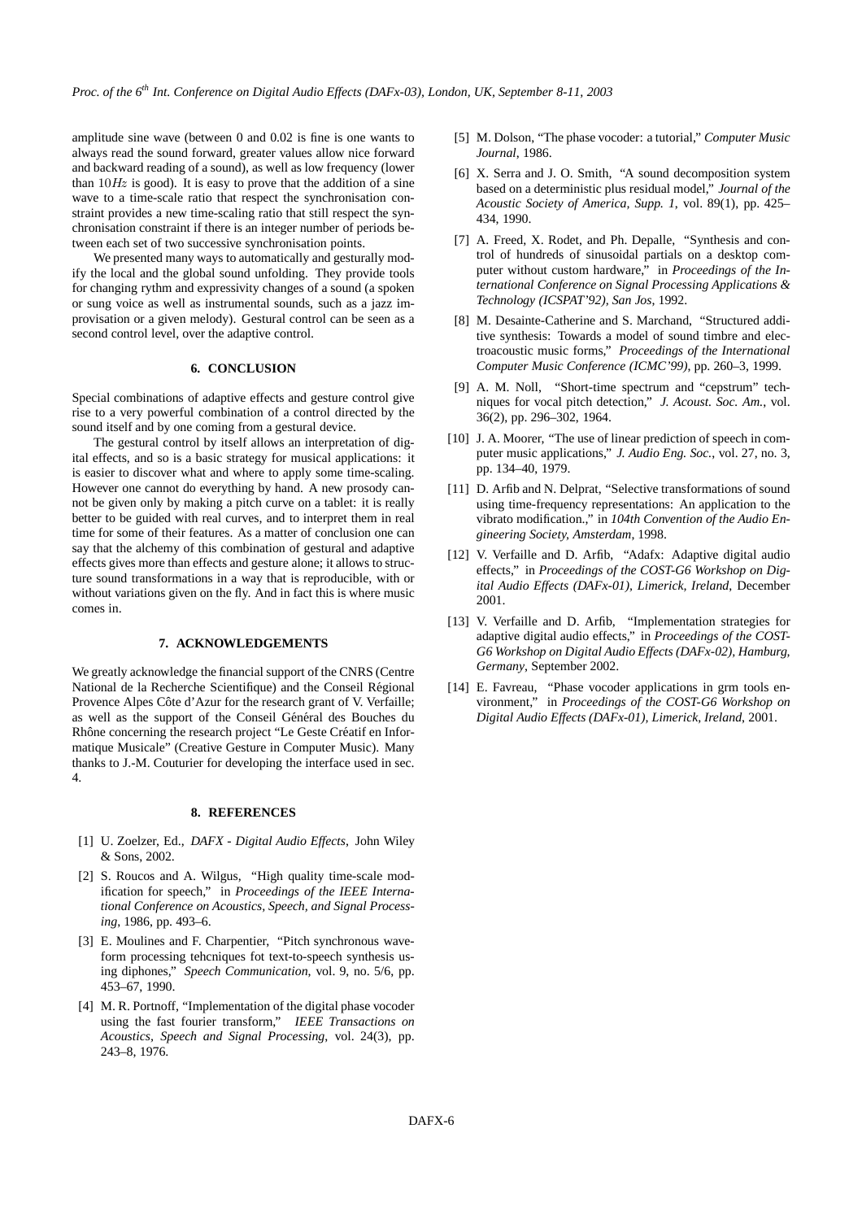amplitude sine wave (between 0 and 0.02 is fine is one wants to always read the sound forward, greater values allow nice forward and backward reading of a sound), as well as low frequency (lower than $10Hz$ is good). It is easy to prove that the addition of a sine wave to a time-scale ratio that respect the synchronisation constraint provides a new time-scaling ratio that still respect the synchronisation constraint if there is an integer number of periods between each set of two successive synchronisation points.

We presented many ways to automatically and gesturally modify the local and the global sound unfolding. They provide tools for changing rythm and expressivity changes of a sound (a spoken or sung voice as well as instrumental sounds, such as a jazz improvisation or a given melody). Gestural control can be seen as a second control level, over the adaptive control.

## 6. CONCLUSION

Special combinations of adaptive effects and gesture control give rise to a very powerful combination of a control directed by the sound itself and by one coming from a gestural device.

The gestural control by itself allows an interpretation of digital effects, and so is a basic strategy for musical applications: it is easier to discover what and where to apply some time-scaling. However one cannot do everything by hand. A new prosody cannot be given only by making a pitch curve on a tablet: it is really better to be guided with real curves, and to interpret them in real time for some of their features. As a matter of conclusion one can say that the alchemy of this combination of gestural and adaptive effects gives more than effects and gesture alone; it allows to structure sound transformations in a way that is reproducible, with or without variations given on the fly. And in fact this is where music comes in.

## 7. ACKNOWLEDGEMENTS

We greatly acknowledge the financial support of the CNRS (Centre National de la Recherche Scientifique) and the Conseil Régional Provence Alpes Côte d'Azur for the research grant of V. Verfaille; as well as the support of the Conseil Général des Bouches du Rhône concerning the research project "Le Geste Créatif en Informatique Musicale" (Creative Gesture in Computer Music). Many thanks to J.-M. Couturier for developing the interface used in sec. 4.

## 8. REFERENCES

[1] U. Zoelzer, Ed., *DAFX - Digital Audio Effects*, John Wiley & Sons, 2002.

[2] S. Roucos and A. Wilgus, "High quality time-scale modification for speech," in *Proceedings of the IEEE International Conference on Acoustics, Speech, and Signal Processing*, 1986, pp. 493–6.

[3] E. Moulines and F. Charpentier, "Pitch synchronous waveform processing tehcniques fot text-to-speech synthesis using diphones," *Speech Communication*, vol. 9, no. 5/6, pp. 453–67, 1990.

[4] M. R. Portnoff, "Implementation of the digital phase vocoder using the fast fourier transform," *IEEE Transactions on Acoustics, Speech and Signal Processing*, vol. 24(3), pp. 243–8, 1976.

[5] M. Dolson, "The phase vocoder: a tutorial," *Computer Music Journal*, 1986.

[6] X. Serra and J. O. Smith, "A sound decomposition system based on a deterministic plus residual model," *Journal of the Acoustic Society of America, Supp. 1*, vol. 89(1), pp. 425–434, 1990.

[7] A. Freed, X. Rodet, and Ph. Depalle, "Synthesis and control of hundreds of sinusoidal partials on a desktop computer without custom hardware," in *Proceedings of the International Conference on Signal Processing Applications & Technology (ICSPAT'92), San Jos*, 1992.

[8] M. Desainte-Catherine and S. Marchand, "Structured additive synthesis: Towards a model of sound timbre and electroacoustic music forms," *Proceedings of the International Computer Music Conference (ICMC'99)*, pp. 260–3, 1999.

[9] A. M. Noll, "Short-time spectrum and "cepstrum" techniques for vocal pitch detection," *J. Acoust. Soc. Am.*, vol. 36(2), pp. 296–302, 1964.

[10] J. A. Moorer, "The use of linear prediction of speech in computer music applications," *J. Audio Eng. Soc.*, vol. 27, no. 3, pp. 134–40, 1979.

[11] D. Arfib and N. Delprat, "Selective transformations of sound using time-frequency representations: An application to the vibrato modification.," in *104th Convention of the Audio Engineering Society, Amsterdam*, 1998.

[12] V. Verfaille and D. Arfib, "Adafx: Adaptive digital audio effects," in *Proceedings of the COST-G6 Workshop on Digital Audio Effects (DAFx-01), Limerick, Ireland*, December 2001.

[13] V. Verfaille and D. Arfib, "Implementation strategies for adaptive digital audio effects," in *Proceedings of the COST-G6 Workshop on Digital Audio Effects (DAFx-02), Hamburg, Germany*, September 2002.

[14] E. Favreau, "Phase vocoder applications in grm tools environment," in *Proceedings of the COST-G6 Workshop on Digital Audio Effects (DAFx-01), Limerick, Ireland*, 2001.